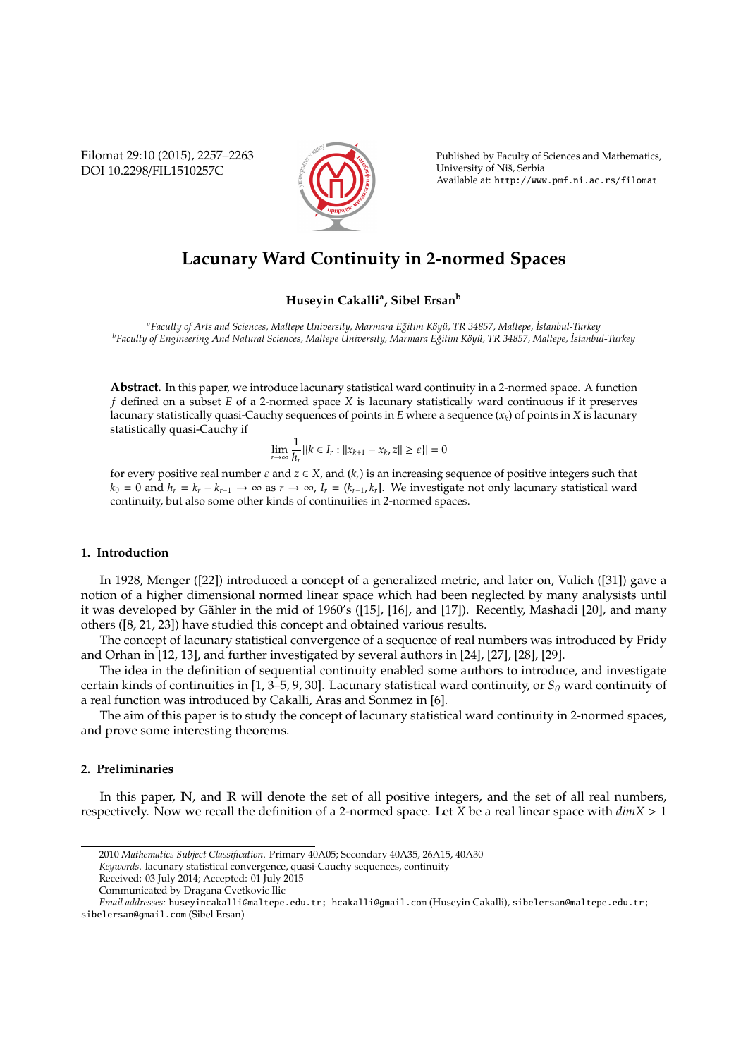# Lacunary Ward Continuity in 2-normed Spaces

**Huseyin Cakalli**[a], **Sibel Ersan**[b]

[a] *Faculty of Arts and Sciences, Maltepe University, Marmara Eğitim Köyü, TR 34857, Maltepe, İstanbul-Turkey*
[b] *Faculty of Engineering And Natural Sciences, Maltepe University, Marmara Eğitim Köyü, TR 34857, Maltepe, İstanbul-Turkey*

**Abstract.** In this paper, we introduce lacunary statistical ward continuity in a 2-normed space. A function $f$ defined on a subset $E$ of a 2-normed space $X$ is lacunary statistically ward continuous if it preserves lacunary statistically quasi-Cauchy sequences of points in $E$ where a sequence $(x_k)$ of points in $X$ is lacunary statistically quasi-Cauchy if

$$\lim_{r\to\infty} \frac{1}{h_r} |\{k \in I_r : \|x_{k+1} - x_k, z\| \geq \varepsilon\}| = 0$$

for every positive real number $\varepsilon$ and $z \in X$, and $(k_r)$ is an increasing sequence of positive integers such that $k_0 = 0$ and $h_r = k_r - k_{r-1} \to \infty$ as $r \to \infty$, $I_r = (k_{r-1}, k_r]$. We investigate not only lacunary statistical ward continuity, but also some other kinds of continuities in 2-normed spaces.

## 1. Introduction

In 1928, Menger ([22]) introduced a concept of a generalized metric, and later on, Vulich ([31]) gave a notion of a higher dimensional normed linear space which had been neglected by many analysists until it was developed by Gähler in the mid of 1960's ([15], [16], and [17]). Recently, Mashadi [20], and many others ([8, 21, 23]) have studied this concept and obtained various results.

The concept of lacunary statistical convergence of a sequence of real numbers was introduced by Fridy and Orhan in [12, 13], and further investigated by several authors in [24], [27], [28], [29].

The idea in the definition of sequential continuity enabled some authors to introduce, and investigate certain kinds of continuities in [1, 3–5, 9, 30]. Lacunary statistical ward continuity, or $S_\theta$ ward continuity of a real function was introduced by Cakalli, Aras and Sonmez in [6].

The aim of this paper is to study the concept of lacunary statistical ward continuity in 2-normed spaces, and prove some interesting theorems.

## 2. Preliminaries

In this paper, $\mathbb{N}$, and $\mathbb{R}$ will denote the set of all positive integers, and the set of all real numbers, respectively. Now we recall the definition of a 2-normed space. Let $X$ be a real linear space with $dim X > 1$

---

2010 *Mathematics Subject Classification*. Primary 40A05; Secondary 40A35, 26A15, 40A30

*Keywords*. lacunary statistical convergence, quasi-Cauchy sequences, continuity

Received: 03 July 2014; Accepted: 01 July 2015

Communicated by Dragana Cvetkovic Ilic

*Email addresses:* huseyincakalli@maltepe.edu.tr; hcakalli@gmail.com (Huseyin Cakalli), sibelersan@maltepe.edu.tr; sibelersan@gmail.com (Sibel Ersan)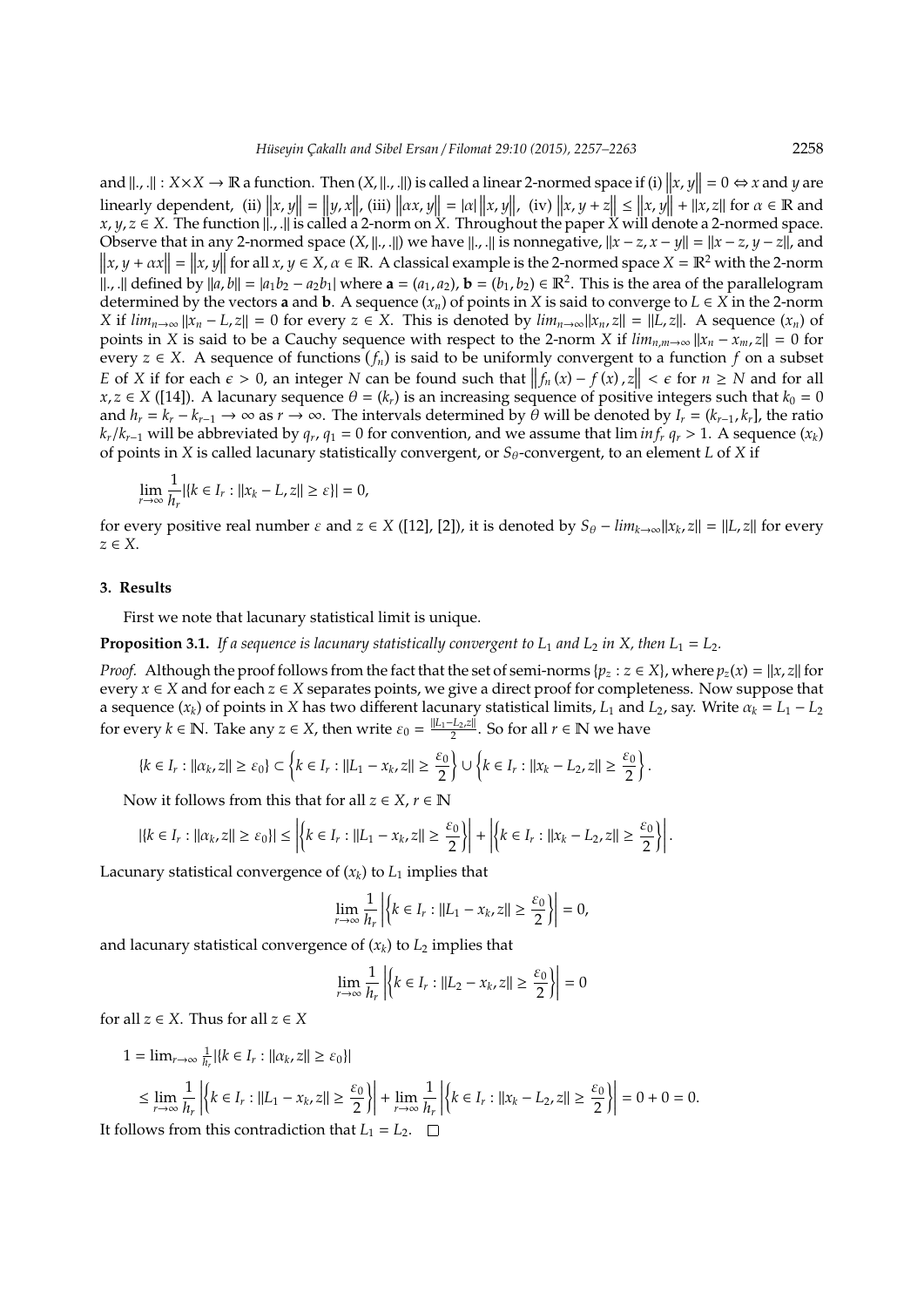and $\|.,.\|: X \times X \to \mathbb{R}$ a function. Then $(X, \|.,.\|)$ is called a linear 2-normed space if (i) $\|x, y\| = 0 \Leftrightarrow x$ and $y$ are linearly dependent, (ii) $\|x, y\| = \|y, x\|$, (iii) $\|\alpha x, y\| = |\alpha| \|x, y\|$, (iv) $\|x, y + z\| \leq \|x, y\| + \|x, z\|$ for $\alpha \in \mathbb{R}$ and $x, y, z \in X$. The function $\|.,.\|$ is called a 2-norm on $X$. Throughout the paper $X$ will denote a 2-normed space. Observe that in any 2-normed space $(X, \|.,.\|)$ we have $\|.,.\|$ is nonnegative, $\|x - z, x - y\| = \|x - z, y - z\|$, and $\|x, y + \alpha x\| = \|x, y\|$ for all $x, y \in X$, $\alpha \in \mathbb{R}$. A classical example is the 2-normed space $X = \mathbb{R}^2$ with the 2-norm $\|.,.\|$ defined by $\|a, b\| = |a_1 b_2 - a_2 b_1|$ where $\mathbf{a} = (a_1, a_2)$, $\mathbf{b} = (b_1, b_2) \in \mathbb{R}^2$. This is the area of the parallelogram determined by the vectors $\mathbf{a}$ and $\mathbf{b}$. A sequence $(x_n)$ of points in $X$ is said to converge to $L \in X$ in the 2-norm $X$ if $lim_{n\to\infty} \|x_n - L, z\| = 0$ for every $z \in X$. This is denoted by $lim_{n\to\infty}\|x_n, z\| = \|L, z\|$. A sequence $(x_n)$ of points in $X$ is said to be a Cauchy sequence with respect to the 2-norm $X$ if $lim_{n,m\to\infty} \|x_n - x_m, z\| = 0$ for every $z \in X$. A sequence of functions $(f_n)$ is said to be uniformly convergent to a function $f$ on a subset $E$ of $X$ if for each $\epsilon > 0$, an integer $N$ can be found such that $\|f_n(x) - f(x), z\| < \epsilon$ for $n \geq N$ and for all $x, z \in X$ ([14]). A lacunary sequence $\theta = (k_r)$ is an increasing sequence of positive integers such that $k_0 = 0$ and $h_r = k_r - k_{r-1} \to \infty$ as $r \to \infty$. The intervals determined by $\theta$ will be denoted by $I_r = (k_{r-1}, k_r]$, the ratio $k_r/k_{r-1}$ will be abbreviated by $q_r$, $q_1 = 0$ for convention, and we assume that $\lim inf_r\, q_r > 1$. A sequence $(x_k)$ of points in $X$ is called lacunary statistically convergent, or $S_\theta$-convergent, to an element $L$ of $X$ if

$$\lim_{r\to\infty} \frac{1}{h_r} |\{k \in I_r : \|x_k - L, z\| \geq \varepsilon\}| = 0,$$

for every positive real number $\varepsilon$ and $z \in X$ ([12], [2]), it is denoted by $S_\theta - lim_{k\to\infty}\|x_k, z\| = \|L, z\|$ for every $z \in X$.

## 3. Results

First we note that lacunary statistical limit is unique.

**Proposition 3.1.** *If a sequence is lacunary statistically convergent to $L_1$ and $L_2$ in $X$, then $L_1 = L_2$.*

*Proof.* Although the proof follows from the fact that the set of semi-norms $\{p_z : z \in X\}$, where $p_z(x) = \|x, z\|$ for every $x \in X$ and for each $z \in X$ separates points, we give a direct proof for completeness. Now suppose that a sequence $(x_k)$ of points in $X$ has two different lacunary statistical limits, $L_1$ and $L_2$, say. Write $\alpha_k = L_1 - L_2$ for every $k \in \mathbb{N}$. Take any $z \in X$, then write $\varepsilon_0 = \frac{\|L_1 - L_2, z\|}{2}$. So for all $r \in \mathbb{N}$ we have

$$\{k \in I_r : \|\alpha_k, z\| \geq \varepsilon_0\} \subset \left\{k \in I_r : \|L_1 - x_k, z\| \geq \frac{\varepsilon_0}{2}\right\} \cup \left\{k \in I_r : \|x_k - L_2, z\| \geq \frac{\varepsilon_0}{2}\right\}.$$

Now it follows from this that for all $z \in X$, $r \in \mathbb{N}$

$$|\{k \in I_r : \|\alpha_k, z\| \geq \varepsilon_0\}| \leq \left|\left\{k \in I_r : \|L_1 - x_k, z\| \geq \frac{\varepsilon_0}{2}\right\}\right| + \left|\left\{k \in I_r : \|x_k - L_2, z\| \geq \frac{\varepsilon_0}{2}\right\}\right|.$$

Lacunary statistical convergence of $(x_k)$ to $L_1$ implies that

$$\lim_{r\to\infty} \frac{1}{h_r} \left|\left\{k \in I_r : \|L_1 - x_k, z\| \geq \frac{\varepsilon_0}{2}\right\}\right| = 0,$$

and lacunary statistical convergence of $(x_k)$ to $L_2$ implies that

$$\lim_{r\to\infty} \frac{1}{h_r} \left|\left\{k \in I_r : \|L_2 - x_k, z\| \geq \frac{\varepsilon_0}{2}\right\}\right| = 0$$

for all $z \in X$. Thus for all $z \in X$

$$1 = \lim_{r\to\infty} \tfrac{1}{h_r} |\{k \in I_r : \|\alpha_k, z\| \geq \varepsilon_0\}|$$

$$\leq \lim_{r\to\infty} \frac{1}{h_r} \left|\left\{k \in I_r : \|L_1 - x_k, z\| \geq \frac{\varepsilon_0}{2}\right\}\right| + \lim_{r\to\infty} \frac{1}{h_r} \left|\left\{k \in I_r : \|x_k - L_2, z\| \geq \frac{\varepsilon_0}{2}\right\}\right| = 0 + 0 = 0.$$

It follows from this contradiction that $L_1 = L_2$. □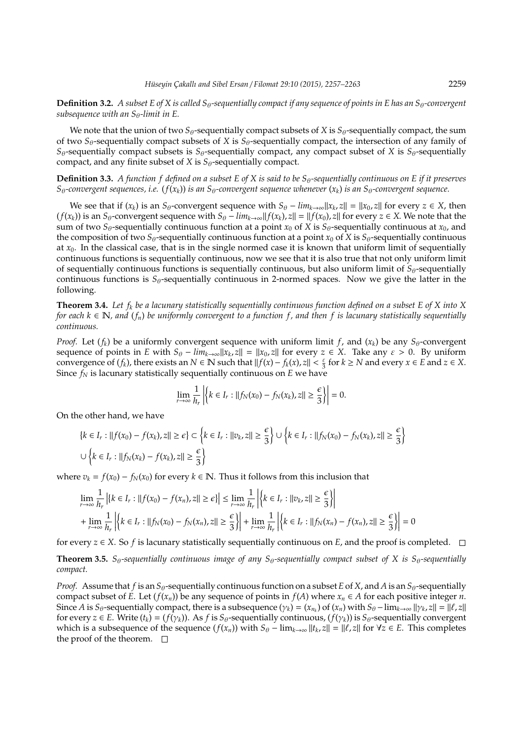**Definition 3.2.** *A subset E of X is called $S_\theta$-sequentially compact if any sequence of points in E has an $S_\theta$-convergent subsequence with an $S_\theta$-limit in E.*

We note that the union of two $S_\theta$-sequentially compact subsets of $X$ is $S_\theta$-sequentially compact, the sum of two $S_\theta$-sequentially compact subsets of $X$ is $S_\theta$-sequentially compact, the intersection of any family of $S_\theta$-sequentially compact subsets is $S_\theta$-sequentially compact, any compact subset of $X$ is $S_\theta$-sequentially compact, and any finite subset of $X$ is $S_\theta$-sequentially compact.

**Definition 3.3.** *A function f defined on a subset E of X is said to be $S_\theta$-sequentially continuous on E if it preserves $S_\theta$-convergent sequences, i.e. $(f(x_k))$ is an $S_\theta$-convergent sequence whenever $(x_k)$ is an $S_\theta$-convergent sequence.*

We see that if $(x_k)$ is an $S_\theta$-convergent sequence with $S_\theta - lim_{k\to\infty}\|x_k, z\| = \|x_0, z\|$ for every $z \in X$, then $(f(x_k))$ is an $S_\theta$-convergent sequence with $S_\theta - lim_{k\to\infty}\|f(x_k), z\| = \|f(x_0), z\|$ for every $z \in X$. We note that the sum of two $S_\theta$-sequentially continuous function at a point $x_0$ of $X$ is $S_\theta$-sequentially continuous at $x_0$, and the composition of two $S_\theta$-sequentially continuous function at a point $x_0$ of $X$ is $S_\theta$-sequentially continuous at $x_0$. In the classical case, that is in the single normed case it is known that uniform limit of sequentially continuous functions is sequentially continuous, now we see that it is also true that not only uniform limit of sequentially continuous functions is sequentially continuous, but also uniform limit of $S_\theta$-sequentially continuous functions is $S_\theta$-sequentially continuous in 2-normed spaces. Now we give the latter in the following.

**Theorem 3.4.** *Let $f_k$ be a lacunary statistically sequentially continuous function defined on a subset E of X into X for each $k \in \mathbb{N}$, and $(f_n)$ be uniformly convergent to a function f, and then f is lacunary statistically sequentially continuous.*

*Proof.* Let $(f_k)$ be a uniformly convergent sequence with uniform limit $f$, and $(x_k)$ be any $S_\theta$-convergent sequence of points in $E$ with $S_\theta - lim_{k\to\infty}\|x_k, z\| = \|x_0, z\|$ for every $z \in X$. Take any $\varepsilon > 0$. By uniform convergence of $(f_k)$, there exists an $N \in \mathbb{N}$ such that $\|f(x) - f_k(x), z\| < \frac{\varepsilon}{3}$ for $k \geq N$ and every $x \in E$ and $z \in X$. Since $f_N$ is lacunary statistically sequentially continuous on $E$ we have

$$\lim_{r\to\infty} \frac{1}{h_r} \left| \left\{ k \in I_r : \|f_N(x_0) - f_N(x_k), z\| \geq \frac{\epsilon}{3} \right\} \right| = 0.$$

On the other hand, we have

$$\{k \in I_r : \|f(x_0) - f(x_k), z\| \geq \epsilon\} \subset \left\{ k \in I_r : \|v_k, z\| \geq \frac{\epsilon}{3} \right\} \cup \left\{ k \in I_r : \|f_N(x_0) - f_N(x_k), z\| \geq \frac{\epsilon}{3} \right\}$$
$$\cup \left\{ k \in I_r : \|f_N(x_k) - f(x_k), z\| \geq \frac{\epsilon}{3} \right\}$$

where $v_k = f(x_0) - f_N(x_0)$ for every $k \in \mathbb{N}$. Thus it follows from this inclusion that

$$\lim_{r\to\infty} \frac{1}{h_r} \left| \{k \in I_r : \|f(x_0) - f(x_n), z\| \geq \epsilon\} \right| \leq \lim_{r\to\infty} \frac{1}{h_r} \left| \left\{ k \in I_r : \|v_k, z\| \geq \frac{\epsilon}{3} \right\} \right|$$
$$+ \lim_{r\to\infty} \frac{1}{h_r} \left| \left\{ k \in I_r : \|f_N(x_0) - f_N(x_n), z\| \geq \frac{\epsilon}{3} \right\} \right| + \lim_{r\to\infty} \frac{1}{h_r} \left| \left\{ k \in I_r : \|f_N(x_n) - f(x_n), z\| \geq \frac{\epsilon}{3} \right\} \right| = 0$$

for every $z \in X$. So $f$ is lacunary statistically sequentially continuous on $E$, and the proof is completed. □

**Theorem 3.5.** *$S_\theta$-sequentially continuous image of any $S_\theta$-sequentially compact subset of X is $S_\theta$-sequentially compact.*

*Proof.* Assume that $f$ is an $S_\theta$-sequentially continuous function on a subset $E$ of $X$, and $A$ is an $S_\theta$-sequentially compact subset of $E$. Let $(f(x_n))$ be any sequence of points in $f(A)$ where $x_n \in A$ for each positive integer $n$. Since $A$ is $S_\theta$-sequentially compact, there is a subsequence $(\gamma_k) = (x_{n_k})$ of $(x_n)$ with $S_\theta - \lim_{k\to\infty} \|\gamma_k, z\| = \|\ell, z\|$ for every $z \in E$. Write $(t_k) = (f(\gamma_k))$. As $f$ is $S_\theta$-sequentially continuous, $(f(\gamma_k))$ is $S_\theta$-sequentially convergent which is a subsequence of the sequence $(f(x_n))$ with $S_\theta - \lim_{k\to\infty} \|t_k, z\| = \|\ell, z\|$ for $\forall z \in E$. This completes the proof of the theorem. □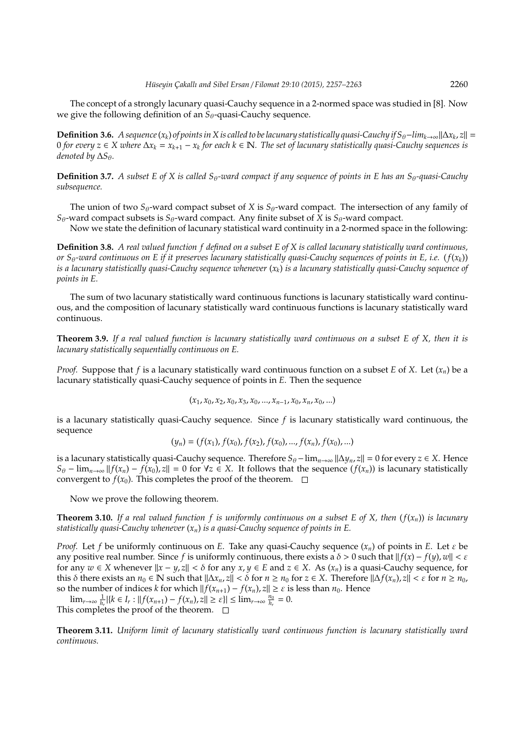The concept of a strongly lacunary quasi-Cauchy sequence in a 2-normed space was studied in [8]. Now we give the following definition of an $S_\theta$-quasi-Cauchy sequence.

**Definition 3.6.** *A sequence $(x_k)$ of points in $X$ is called to be lacunary statistically quasi-Cauchy if $S_\theta - lim_{k\to\infty} \|\Delta x_k, z\| = 0$ for every $z \in X$ where $\Delta x_k = x_{k+1} - x_k$ for each $k \in \mathbb{N}$. The set of lacunary statistically quasi-Cauchy sequences is denoted by $\Delta S_\theta$.*

**Definition 3.7.** *A subset $E$ of $X$ is called $S_\theta$-ward compact if any sequence of points in $E$ has an $S_\theta$-quasi-Cauchy subsequence.*

The union of two $S_\theta$-ward compact subset of $X$ is $S_\theta$-ward compact. The intersection of any family of $S_\theta$-ward compact subsets is $S_\theta$-ward compact. Any finite subset of $X$ is $S_\theta$-ward compact.

Now we state the definition of lacunary statistical ward continuity in a 2-normed space in the following:

**Definition 3.8.** *A real valued function $f$ defined on a subset $E$ of $X$ is called lacunary statistically ward continuous, or $S_\theta$-ward continuous on $E$ if it preserves lacunary statistically quasi-Cauchy sequences of points in $E$, i.e. $(f(x_k))$ is a lacunary statistically quasi-Cauchy sequence whenever $(x_k)$ is a lacunary statistically quasi-Cauchy sequence of points in $E$.*

The sum of two lacunary statistically ward continuous functions is lacunary statistically ward continuous, and the composition of lacunary statistically ward continuous functions is lacunary statistically ward continuous.

**Theorem 3.9.** *If a real valued function is lacunary statistically ward continuous on a subset $E$ of $X$, then it is lacunary statistically sequentially continuous on $E$.*

*Proof.* Suppose that $f$ is a lacunary statistically ward continuous function on a subset $E$ of $X$. Let $(x_n)$ be a lacunary statistically quasi-Cauchy sequence of points in $E$. Then the sequence

$$(x_1, x_0, x_2, x_0, x_3, x_0, ..., x_{n-1}, x_0, x_n, x_0, ...)$$

is a lacunary statistically quasi-Cauchy sequence. Since $f$ is lacunary statistically ward continuous, the sequence

$$(y_n) = (f(x_1), f(x_0), f(x_2), f(x_0), ..., f(x_n), f(x_0), ...)$$

is a lacunary statistically quasi-Cauchy sequence. Therefore $S_\theta - \lim_{n\to\infty} \|\Delta y_n, z\| = 0$ for every $z \in X$. Hence $S_\theta - \lim_{n\to\infty} \|f(x_n) - f(x_0), z\| = 0$ for $\forall z \in X$. It follows that the sequence $(f(x_n))$ is lacunary statistically convergent to $f(x_0)$. This completes the proof of the theorem. □

Now we prove the following theorem.

**Theorem 3.10.** *If a real valued function $f$ is uniformly continuous on a subset $E$ of $X$, then $(f(x_n))$ is lacunary statistically quasi-Cauchy whenever $(x_n)$ is a quasi-Cauchy sequence of points in $E$.*

*Proof.* Let $f$ be uniformly continuous on $E$. Take any quasi-Cauchy sequence $(x_n)$ of points in $E$. Let $\varepsilon$ be any positive real number. Since $f$ is uniformly continuous, there exists a $\delta > 0$ such that $\|f(x) - f(y), w\| < \varepsilon$ for any $w \in X$ whenever $\|x - y, z\| < \delta$ for any $x, y \in E$ and $z \in X$. As $(x_n)$ is a quasi-Cauchy sequence, for this $\delta$ there exists an $n_0 \in \mathbb{N}$ such that $\|\Delta x_n, z\| < \delta$ for $n \geq n_0$ for $z \in X$. Therefore $\|\Delta f(x_n), z\| < \varepsilon$ for $n \geq n_0$, so the number of indices $k$ for which $\|f(x_{n+1}) - f(x_n), z\| \geq \varepsilon$ is less than $n_0$. Hence
$\lim_{r\to\infty} \frac{1}{h_r}|\{k \in I_r : \|f(x_{n+1}) - f(x_n), z\| \geq \varepsilon\}| \leq \lim_{r\to\infty} \frac{n_0}{h_r} = 0.$
This completes the proof of the theorem. □

**Theorem 3.11.** *Uniform limit of lacunary statistically ward continuous function is lacunary statistically ward continuous.*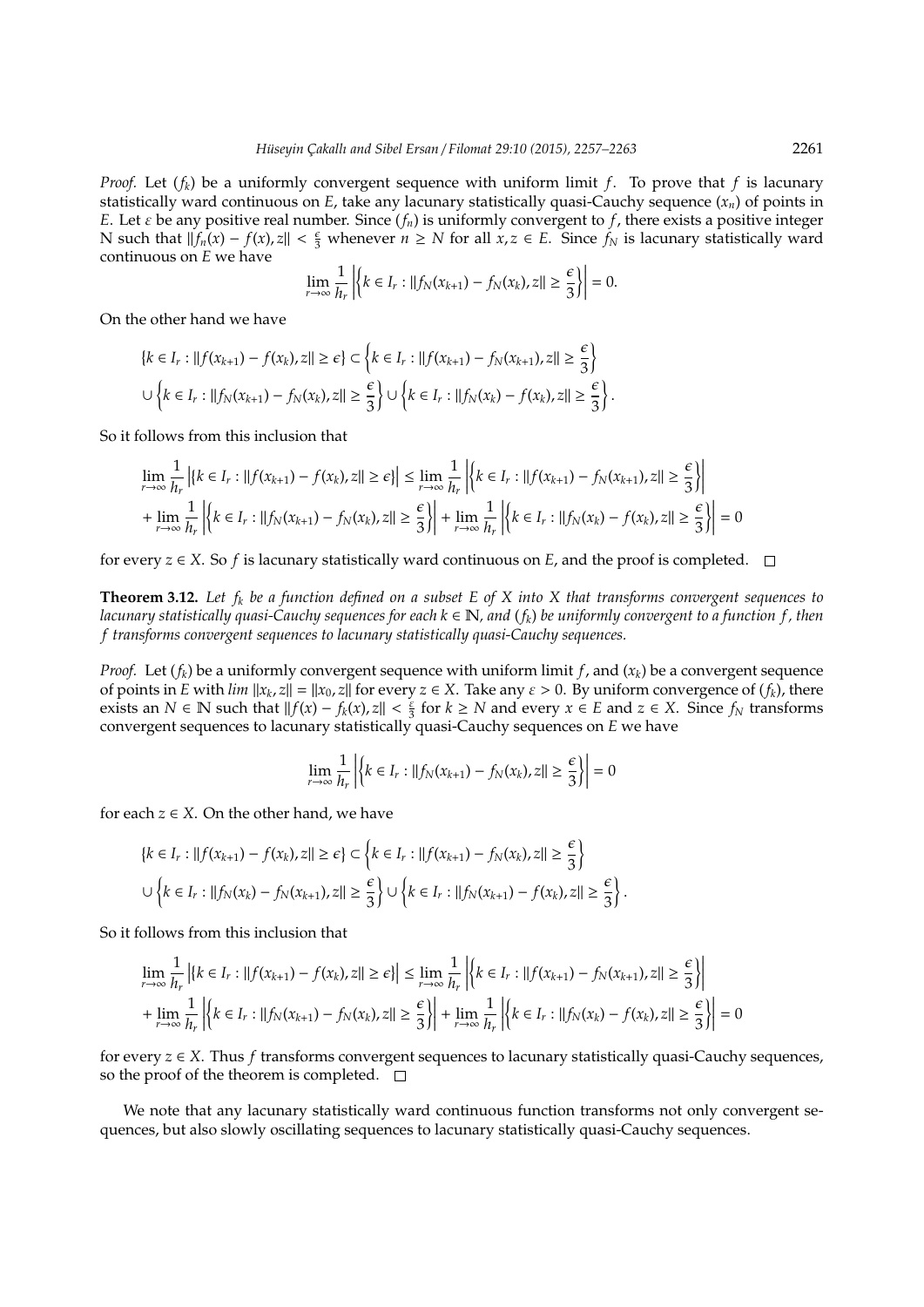*Proof.* Let $(f_k)$ be a uniformly convergent sequence with uniform limit $f$. To prove that $f$ is lacunary statistically ward continuous on $E$, take any lacunary statistically quasi-Cauchy sequence $(x_n)$ of points in $E$. Let $\varepsilon$ be any positive real number. Since $(f_n)$ is uniformly convergent to $f$, there exists a positive integer N such that $\|f_n(x) - f(x), z\| < \frac{\varepsilon}{3}$ whenever $n \geq N$ for all $x, z \in E$. Since $f_N$ is lacunary statistically ward continuous on $E$ we have

$$\lim_{r\to\infty} \frac{1}{h_r} \left| \left\{ k \in I_r : \|f_N(x_{k+1}) - f_N(x_k), z\| \geq \frac{\epsilon}{3} \right\} \right| = 0.$$

On the other hand we have

$$\{k \in I_r : \|f(x_{k+1}) - f(x_k), z\| \geq \epsilon\} \subset \left\{ k \in I_r : \|f(x_{k+1}) - f_N(x_{k+1}), z\| \geq \frac{\epsilon}{3} \right\}$$
$$\cup \left\{ k \in I_r : \|f_N(x_{k+1}) - f_N(x_k), z\| \geq \frac{\epsilon}{3} \right\} \cup \left\{ k \in I_r : \|f_N(x_k) - f(x_k), z\| \geq \frac{\epsilon}{3} \right\}.$$

So it follows from this inclusion that

$$\lim_{r\to\infty} \frac{1}{h_r} \left| \{k \in I_r : \|f(x_{k+1}) - f(x_k), z\| \geq \epsilon\} \right| \leq \lim_{r\to\infty} \frac{1}{h_r} \left| \left\{ k \in I_r : \|f(x_{k+1}) - f_N(x_{k+1}), z\| \geq \frac{\epsilon}{3} \right\} \right|$$
$$+ \lim_{r\to\infty} \frac{1}{h_r} \left| \left\{ k \in I_r : \|f_N(x_{k+1}) - f_N(x_k), z\| \geq \frac{\epsilon}{3} \right\} \right| + \lim_{r\to\infty} \frac{1}{h_r} \left| \left\{ k \in I_r : \|f_N(x_k) - f(x_k), z\| \geq \frac{\epsilon}{3} \right\} \right| = 0$$

for every $z \in X$. So $f$ is lacunary statistically ward continuous on $E$, and the proof is completed. □

**Theorem 3.12.** *Let $f_k$ be a function defined on a subset $E$ of $X$ into $X$ that transforms convergent sequences to lacunary statistically quasi-Cauchy sequences for each $k \in \mathbb{N}$, and $(f_k)$ be uniformly convergent to a function $f$, then $f$ transforms convergent sequences to lacunary statistically quasi-Cauchy sequences.*

*Proof.* Let $(f_k)$ be a uniformly convergent sequence with uniform limit $f$, and $(x_k)$ be a convergent sequence of points in $E$ with $lim \|x_k, z\| = \|x_0, z\|$ for every $z \in X$. Take any $\varepsilon > 0$. By uniform convergence of $(f_k)$, there exists an $N \in \mathbb{N}$ such that $\|f(x) - f_k(x), z\| < \frac{\varepsilon}{3}$ for $k \geq N$ and every $x \in E$ and $z \in X$. Since $f_N$ transforms convergent sequences to lacunary statistically quasi-Cauchy sequences on $E$ we have

$$\lim_{r\to\infty} \frac{1}{h_r} \left| \left\{ k \in I_r : \|f_N(x_{k+1}) - f_N(x_k), z\| \geq \frac{\epsilon}{3} \right\} \right| = 0$$

for each $z \in X$. On the other hand, we have

$$\{k \in I_r : \|f(x_{k+1}) - f(x_k), z\| \geq \epsilon\} \subset \left\{ k \in I_r : \|f(x_{k+1}) - f_N(x_k), z\| \geq \frac{\epsilon}{3} \right\}$$
$$\cup \left\{ k \in I_r : \|f_N(x_k) - f_N(x_{k+1}), z\| \geq \frac{\epsilon}{3} \right\} \cup \left\{ k \in I_r : \|f_N(x_{k+1}) - f(x_k), z\| \geq \frac{\epsilon}{3} \right\}.$$

So it follows from this inclusion that

$$\lim_{r\to\infty} \frac{1}{h_r} \left| \{k \in I_r : \|f(x_{k+1}) - f(x_k), z\| \geq \epsilon\} \right| \leq \lim_{r\to\infty} \frac{1}{h_r} \left| \left\{ k \in I_r : \|f(x_{k+1}) - f_N(x_{k+1}), z\| \geq \frac{\epsilon}{3} \right\} \right|$$
$$+ \lim_{r\to\infty} \frac{1}{h_r} \left| \left\{ k \in I_r : \|f_N(x_{k+1}) - f_N(x_k), z\| \geq \frac{\epsilon}{3} \right\} \right| + \lim_{r\to\infty} \frac{1}{h_r} \left| \left\{ k \in I_r : \|f_N(x_k) - f(x_k), z\| \geq \frac{\epsilon}{3} \right\} \right| = 0$$

for every $z \in X$. Thus $f$ transforms convergent sequences to lacunary statistically quasi-Cauchy sequences, so the proof of the theorem is completed. □

We note that any lacunary statistically ward continuous function transforms not only convergent sequences, but also slowly oscillating sequences to lacunary statistically quasi-Cauchy sequences.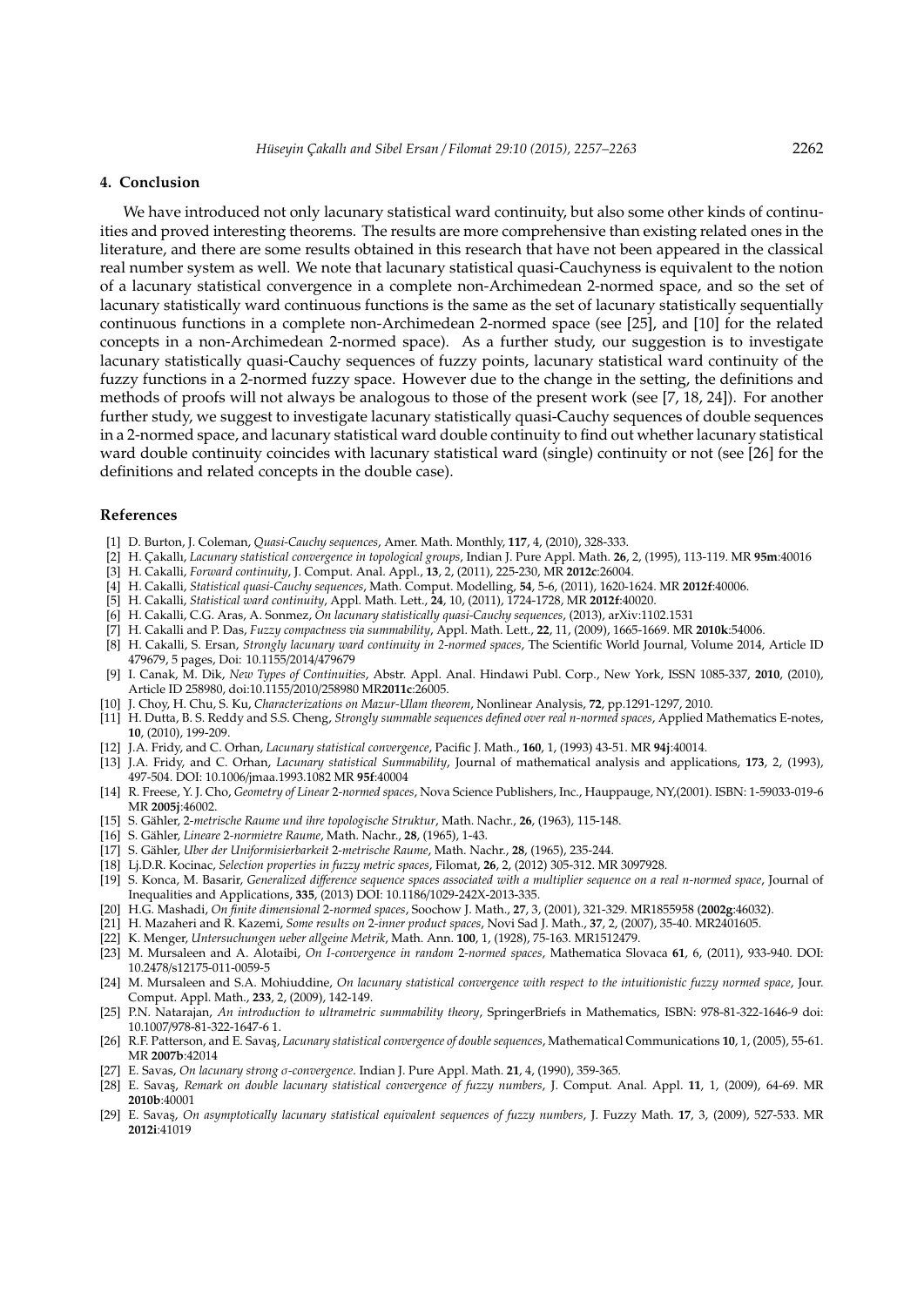## 4. Conclusion

We have introduced not only lacunary statistical ward continuity, but also some other kinds of continuities and proved interesting theorems. The results are more comprehensive than existing related ones in the literature, and there are some results obtained in this research that have not been appeared in the classical real number system as well. We note that lacunary statistical quasi-Cauchyness is equivalent to the notion of a lacunary statistical convergence in a complete non-Archimedean 2-normed space, and so the set of lacunary statistically ward continuous functions is the same as the set of lacunary statistically sequentially continuous functions in a complete non-Archimedean 2-normed space (see [25], and [10] for the related concepts in a non-Archimedean 2-normed space). As a further study, our suggestion is to investigate lacunary statistically quasi-Cauchy sequences of fuzzy points, lacunary statistical ward continuity of the fuzzy functions in a 2-normed fuzzy space. However due to the change in the setting, the definitions and methods of proofs will not always be analogous to those of the present work (see [7, 18, 24]). For another further study, we suggest to investigate lacunary statistically quasi-Cauchy sequences of double sequences in a 2-normed space, and lacunary statistical ward double continuity to find out whether lacunary statistical ward double continuity coincides with lacunary statistical ward (single) continuity or not (see [26] for the definitions and related concepts in the double case).

## References

- [1] D. Burton, J. Coleman, *Quasi-Cauchy sequences*, Amer. Math. Monthly, **117**, 4, (2010), 328-333.
- [2] H. Çakallı, *Lacunary statistical convergence in topological groups*, Indian J. Pure Appl. Math. **26**, 2, (1995), 113-119. MR **95m**:40016
- [3] H. Cakalli, *Forward continuity*, J. Comput. Anal. Appl., **13**, 2, (2011), 225-230, MR **2012c**:26004.
- [4] H. Cakalli, *Statistical quasi-Cauchy sequences*, Math. Comput. Modelling, **54**, 5-6, (2011), 1620-1624. MR **2012f**:40006.
- [5] H. Cakalli, *Statistical ward continuity*, Appl. Math. Lett., **24**, 10, (2011), 1724-1728, MR **2012f**:40020.
- [6] H. Cakalli, C.G. Aras, A. Sonmez, *On lacunary statistically quasi-Cauchy sequences*, (2013), arXiv:1102.1531
- [7] H. Cakalli and P. Das, *Fuzzy compactness via summability*, Appl. Math. Lett., **22**, 11, (2009), 1665-1669. MR **2010k**:54006.
- [8] H. Cakalli, S. Ersan, *Strongly lacunary ward continuity in 2-normed spaces*, The Scientific World Journal, Volume 2014, Article ID 479679, 5 pages, Doi: 10.1155/2014/479679
- [9] I. Canak, M. Dik, *New Types of Continuities*, Abstr. Appl. Anal. Hindawi Publ. Corp., New York, ISSN 1085-337, **2010**, (2010), Article ID 258980, doi:10.1155/2010/258980 MR**2011c**:26005.
- [10] J. Choy, H. Chu, S. Ku, *Characterizations on Mazur-Ulam theorem*, Nonlinear Analysis, **72**, pp.1291-1297, 2010.
- [11] H. Dutta, B. S. Reddy and S.S. Cheng, *Strongly summable sequences defined over real n-normed spaces*, Applied Mathematics E-notes, **10**, (2010), 199-209.
- [12] J.A. Fridy, and C. Orhan, *Lacunary statistical convergence*, Pacific J. Math., **160**, 1, (1993) 43-51. MR **94j**:40014.
- [13] J.A. Fridy, and C. Orhan, *Lacunary statistical Summability*, Journal of mathematical analysis and applications, **173**, 2, (1993), 497-504. DOI: 10.1006/jmaa.1993.1082 MR **95f**:40004
- [14] R. Freese, Y. J. Cho, *Geometry of Linear 2-normed spaces*, Nova Science Publishers, Inc., Hauppauge, NY,(2001). ISBN: 1-59033-019-6 MR **2005j**:46002.
- [15] S. Gähler, *2-metrische Raume und ihre topologische Struktur*, Math. Nachr., **26**, (1963), 115-148.
- [16] S. Gähler, *Lineare 2-normietre Raume*, Math. Nachr., **28**, (1965), 1-43.
- [17] S. Gähler, *Uber der Uniformisierbarkeit 2-metrische Raume*, Math. Nachr., **28**, (1965), 235-244.
- [18] Lj.D.R. Kocinac, *Selection properties in fuzzy metric spaces*, Filomat, **26**, 2, (2012) 305-312. MR 3097928.
- [19] S. Konca, M. Basarir, *Generalized difference sequence spaces associated with a multiplier sequence on a real n-normed space*, Journal of Inequalities and Applications, **335**, (2013) DOI: 10.1186/1029-242X-2013-335.
- [20] H.G. Mashadi, *On finite dimensional 2-normed spaces*, Soochow J. Math., **27**, 3, (2001), 321-329. MR1855958 (**2002g**:46032).
- [21] H. Mazaheri and R. Kazemi, *Some results on 2-inner product spaces*, Novi Sad J. Math., **37**, 2, (2007), 35-40. MR2401605.
- [22] K. Menger, *Untersuchungen ueber allgeine Metrik*, Math. Ann. **100**, 1, (1928), 75-163. MR1512479.
- [23] M. Mursaleen and A. Alotaibi, *On I-convergence in random 2-normed spaces*, Mathematica Slovaca **61**, 6, (2011), 933-940. DOI: 10.2478/s12175-011-0059-5
- [24] M. Mursaleen and S.A. Mohiuddine, *On lacunary statistical convergence with respect to the intuitionistic fuzzy normed space*, Jour. Comput. Appl. Math., **233**, 2, (2009), 142-149.
- [25] P.N. Natarajan, *An introduction to ultrametric summability theory*, SpringerBriefs in Mathematics, ISBN: 978-81-322-1646-9 doi: 10.1007/978-81-322-1647-6 1.
- [26] R.F. Patterson, and E. Savaş, *Lacunary statistical convergence of double sequences*, Mathematical Communications **10**, 1, (2005), 55-61. MR **2007b**:42014
- [27] E. Savas, *On lacunary strong σ-convergence*. Indian J. Pure Appl. Math. **21**, 4, (1990), 359-365.
- [28] E. Savaş, *Remark on double lacunary statistical convergence of fuzzy numbers*, J. Comput. Anal. Appl. **11**, 1, (2009), 64-69. MR **2010b**:40001
- [29] E. Savaş, *On asymptotically lacunary statistical equivalent sequences of fuzzy numbers*, J. Fuzzy Math. **17**, 3, (2009), 527-533. MR **2012i**:41019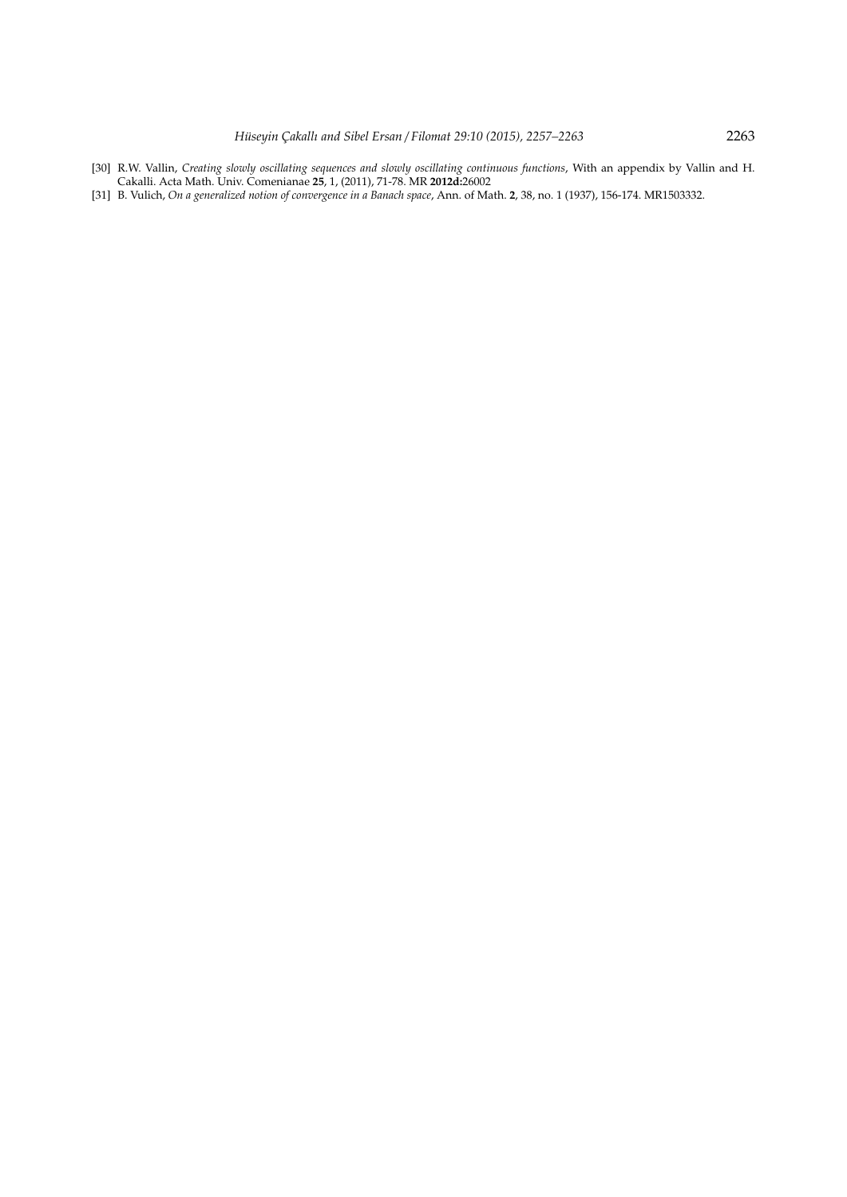[30] R.W. Vallin, *Creating slowly oscillating sequences and slowly oscillating continuous functions*, With an appendix by Vallin and H. Cakalli. Acta Math. Univ. Comenianae **25**, 1, (2011), 71-78. MR **2012d:**26002

[31] B. Vulich, *On a generalized notion of convergence in a Banach space*, Ann. of Math. **2**, 38, no. 1 (1937), 156-174. MR1503332.